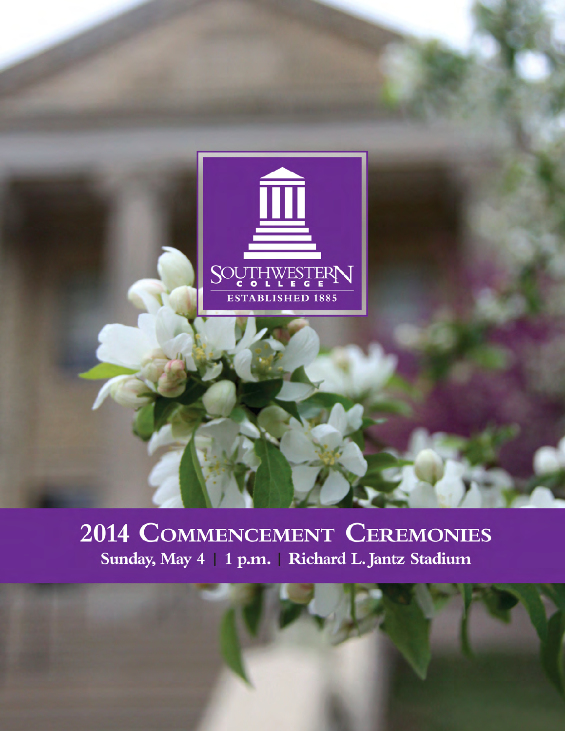Southwestern College

Established 1885

# 2014 Commencement Ceremonies

**Sunday, May 4 | 1 p.m. | Richard L. Jantz Stadium**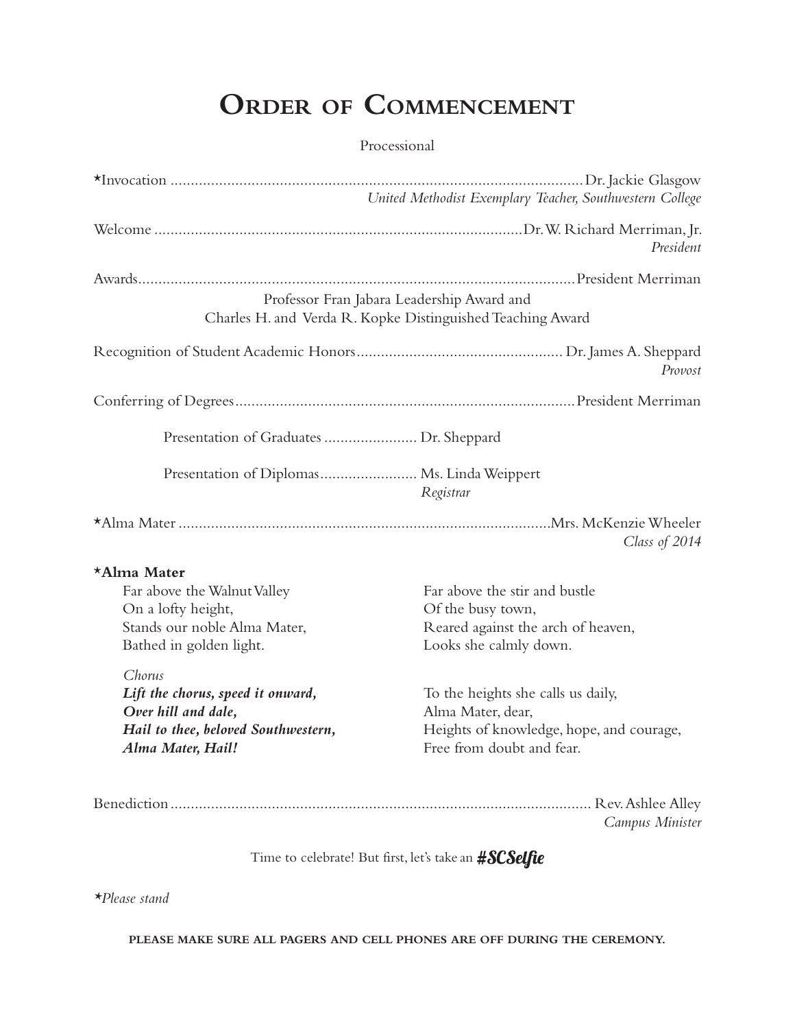# Order of Commencement

Processional

*Invocation .......... Dr. Jackie Glasgow
*United Methodist Exemplary Teacher, Southwestern College*

Welcome .......... Dr. W. Richard Merriman, Jr.
*President*

Awards .......... President Merriman

Professor Fran Jabara Leadership Award and
Charles H. and Verda R. Kopke Distinguished Teaching Award

Recognition of Student Academic Honors .......... Dr. James A. Sheppard
*Provost*

Conferring of Degrees .......... President Merriman

Presentation of Graduates .......... Dr. Sheppard

Presentation of Diplomas .......... Ms. Linda Weippert
*Registrar*

*Alma Mater .......... Mrs. McKenzie Wheeler
*Class of 2014*

**\*Alma Mater**

Far above the Walnut Valley
On a lofty height,
Stands our noble Alma Mater,
Bathed in golden light.

Far above the stir and bustle
Of the busy town,
Reared against the arch of heaven,
Looks she calmly down.

*Chorus*
***Lift the chorus, speed it onward,***
***Over hill and dale,***
***Hail to thee, beloved Southwestern,***
***Alma Mater, Hail!***

To the heights she calls us daily,
Alma Mater, dear,
Heights of knowledge, hope, and courage,
Free from doubt and fear.

Benediction .......... Rev. Ashlee Alley
*Campus Minister*

Time to celebrate! But first, let's take an **#SCSelfie**

*\*Please stand*

**PLEASE MAKE SURE ALL PAGERS AND CELL PHONES ARE OFF DURING THE CEREMONY.**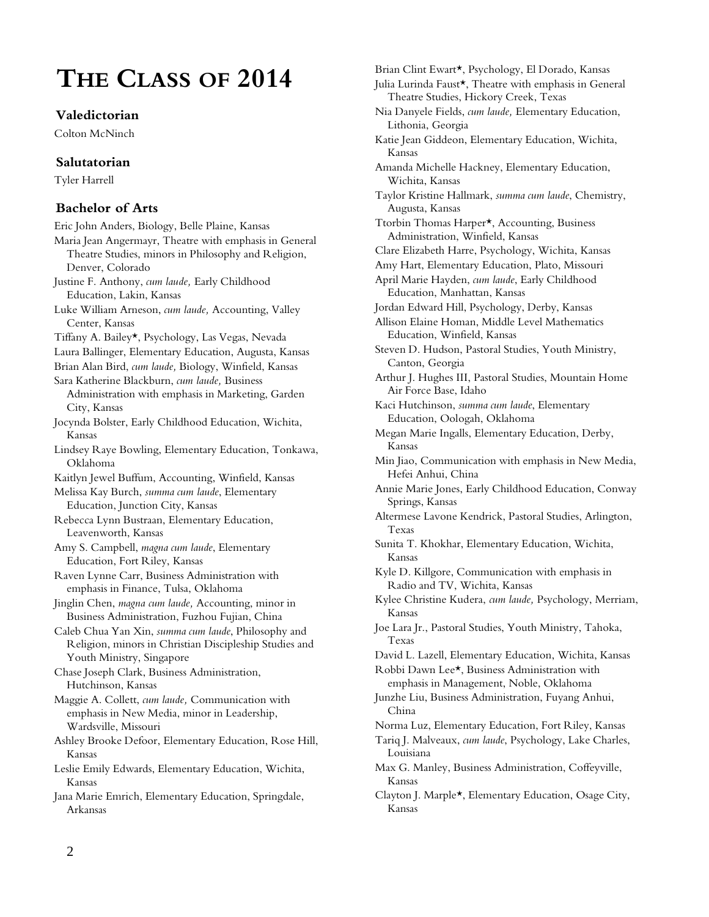# THE CLASS OF 2014

### Valedictorian

Colton McNinch

### Salutatorian

Tyler Harrell

### Bachelor of Arts

Eric John Anders, Biology, Belle Plaine, Kansas

Maria Jean Angermayr, Theatre with emphasis in General Theatre Studies, minors in Philosophy and Religion, Denver, Colorado

Justine F. Anthony, *cum laude,* Early Childhood Education, Lakin, Kansas

Luke William Arneson, *cum laude,* Accounting, Valley Center, Kansas

Tiffany A. Bailey★, Psychology, Las Vegas, Nevada

Laura Ballinger, Elementary Education, Augusta, Kansas

Brian Alan Bird, *cum laude,* Biology, Winfield, Kansas

Sara Katherine Blackburn, *cum laude,* Business Administration with emphasis in Marketing, Garden City, Kansas

Jocynda Bolster, Early Childhood Education, Wichita, Kansas

Lindsey Raye Bowling, Elementary Education, Tonkawa, Oklahoma

Kaitlyn Jewel Buffum, Accounting, Winfield, Kansas

Melissa Kay Burch, *summa cum laude*, Elementary Education, Junction City, Kansas

Rebecca Lynn Bustraan, Elementary Education, Leavenworth, Kansas

Amy S. Campbell, *magna cum laude*, Elementary Education, Fort Riley, Kansas

Raven Lynne Carr, Business Administration with emphasis in Finance, Tulsa, Oklahoma

Jinglin Chen, *magna cum laude,* Accounting, minor in Business Administration, Fuzhou Fujian, China

Caleb Chua Yan Xin, *summa cum laude*, Philosophy and Religion, minors in Christian Discipleship Studies and Youth Ministry, Singapore

Chase Joseph Clark, Business Administration, Hutchinson, Kansas

Maggie A. Collett, *cum laude,* Communication with emphasis in New Media, minor in Leadership, Wardsville, Missouri

Ashley Brooke Defoor, Elementary Education, Rose Hill, Kansas

Leslie Emily Edwards, Elementary Education, Wichita, Kansas

Jana Marie Emrich, Elementary Education, Springdale, Arkansas

Brian Clint Ewart★, Psychology, El Dorado, Kansas

Julia Lurinda Faust★, Theatre with emphasis in General Theatre Studies, Hickory Creek, Texas

Nia Danyele Fields, *cum laude,* Elementary Education, Lithonia, Georgia

Katie Jean Giddeon, Elementary Education, Wichita, Kansas

Amanda Michelle Hackney, Elementary Education, Wichita, Kansas

Taylor Kristine Hallmark, *summa cum laude*, Chemistry, Augusta, Kansas

Ttorbin Thomas Harper★, Accounting, Business Administration, Winfield, Kansas

Clare Elizabeth Harre, Psychology, Wichita, Kansas

Amy Hart, Elementary Education, Plato, Missouri

April Marie Hayden, *cum laude*, Early Childhood Education, Manhattan, Kansas

Jordan Edward Hill, Psychology, Derby, Kansas

Allison Elaine Homan, Middle Level Mathematics Education, Winfield, Kansas

Steven D. Hudson, Pastoral Studies, Youth Ministry, Canton, Georgia

Arthur J. Hughes III, Pastoral Studies, Mountain Home Air Force Base, Idaho

Kaci Hutchinson, *summa cum laude*, Elementary Education, Oologah, Oklahoma

Megan Marie Ingalls, Elementary Education, Derby, Kansas

Min Jiao, Communication with emphasis in New Media, Hefei Anhui, China

Annie Marie Jones, Early Childhood Education, Conway Springs, Kansas

Altermese Lavone Kendrick, Pastoral Studies, Arlington, Texas

Sunita T. Khokhar, Elementary Education, Wichita, Kansas

Kyle D. Killgore, Communication with emphasis in Radio and TV, Wichita, Kansas

Kylee Christine Kudera, *cum laude,* Psychology, Merriam, Kansas

Joe Lara Jr., Pastoral Studies, Youth Ministry, Tahoka, Texas

David L. Lazell, Elementary Education, Wichita, Kansas

Robbi Dawn Lee★, Business Administration with emphasis in Management, Noble, Oklahoma

Junzhe Liu, Business Administration, Fuyang Anhui, China

Norma Luz, Elementary Education, Fort Riley, Kansas

Tariq J. Malveaux, *cum laude*, Psychology, Lake Charles, Louisiana

Max G. Manley, Business Administration, Coffeyville, Kansas

Clayton J. Marple★, Elementary Education, Osage City, Kansas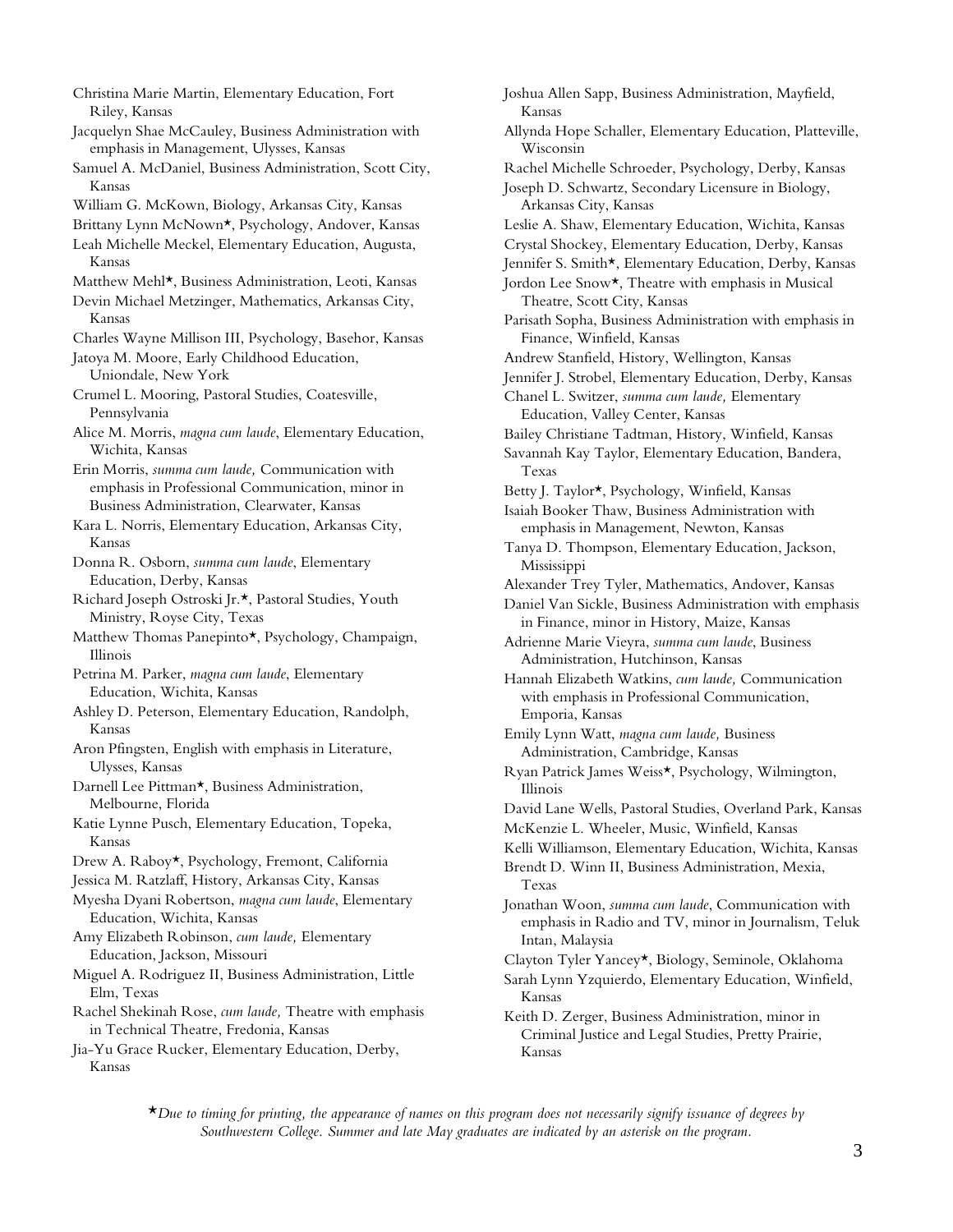Christina Marie Martin, Elementary Education, Fort Riley, Kansas

Jacquelyn Shae McCauley, Business Administration with emphasis in Management, Ulysses, Kansas

Samuel A. McDaniel, Business Administration, Scott City, Kansas

William G. McKown, Biology, Arkansas City, Kansas

Brittany Lynn McNown*, Psychology, Andover, Kansas

Leah Michelle Meckel, Elementary Education, Augusta, Kansas

Matthew Mehl*, Business Administration, Leoti, Kansas

Devin Michael Metzinger, Mathematics, Arkansas City, Kansas

Charles Wayne Millison III, Psychology, Basehor, Kansas

Jatoya M. Moore, Early Childhood Education, Uniondale, New York

Crumel L. Mooring, Pastoral Studies, Coatesville, Pennsylvania

Alice M. Morris, *magna cum laude*, Elementary Education, Wichita, Kansas

Erin Morris, *summa cum laude,* Communication with emphasis in Professional Communication, minor in Business Administration, Clearwater, Kansas

Kara L. Norris, Elementary Education, Arkansas City, Kansas

Donna R. Osborn, *summa cum laude*, Elementary Education, Derby, Kansas

Richard Joseph Ostroski Jr.*, Pastoral Studies, Youth Ministry, Royse City, Texas

Matthew Thomas Panepinto*, Psychology, Champaign, Illinois

Petrina M. Parker, *magna cum laude*, Elementary Education, Wichita, Kansas

Ashley D. Peterson, Elementary Education, Randolph, Kansas

Aron Pfingsten, English with emphasis in Literature, Ulysses, Kansas

Darnell Lee Pittman*, Business Administration, Melbourne, Florida

Katie Lynne Pusch, Elementary Education, Topeka, Kansas

Drew A. Raboy*, Psychology, Fremont, California

Jessica M. Ratzlaff, History, Arkansas City, Kansas

Myesha Dyani Robertson, *magna cum laude*, Elementary Education, Wichita, Kansas

Amy Elizabeth Robinson, *cum laude,* Elementary Education, Jackson, Missouri

Miguel A. Rodriguez II, Business Administration, Little Elm, Texas

Rachel Shekinah Rose, *cum laude,* Theatre with emphasis in Technical Theatre, Fredonia, Kansas

Jia-Yu Grace Rucker, Elementary Education, Derby, Kansas

Joshua Allen Sapp, Business Administration, Mayfield, Kansas

Allynda Hope Schaller, Elementary Education, Platteville, Wisconsin

Rachel Michelle Schroeder, Psychology, Derby, Kansas

Joseph D. Schwartz, Secondary Licensure in Biology, Arkansas City, Kansas

Leslie A. Shaw, Elementary Education, Wichita, Kansas

Crystal Shockey, Elementary Education, Derby, Kansas

Jennifer S. Smith*, Elementary Education, Derby, Kansas

Jordon Lee Snow*, Theatre with emphasis in Musical Theatre, Scott City, Kansas

Parisath Sopha, Business Administration with emphasis in Finance, Winfield, Kansas

Andrew Stanfield, History, Wellington, Kansas

Jennifer J. Strobel, Elementary Education, Derby, Kansas

Chanel L. Switzer, *summa cum laude,* Elementary Education, Valley Center, Kansas

Bailey Christiane Tadtman, History, Winfield, Kansas

Savannah Kay Taylor, Elementary Education, Bandera, Texas

Betty J. Taylor*, Psychology, Winfield, Kansas

Isaiah Booker Thaw, Business Administration with emphasis in Management, Newton, Kansas

Tanya D. Thompson, Elementary Education, Jackson, Mississippi

Alexander Trey Tyler, Mathematics, Andover, Kansas

Daniel Van Sickle, Business Administration with emphasis in Finance, minor in History, Maize, Kansas

Adrienne Marie Vieyra, *summa cum laude*, Business Administration, Hutchinson, Kansas

Hannah Elizabeth Watkins, *cum laude,* Communication with emphasis in Professional Communication, Emporia, Kansas

Emily Lynn Watt, *magna cum laude,* Business Administration, Cambridge, Kansas

Ryan Patrick James Weiss*, Psychology, Wilmington, Illinois

David Lane Wells, Pastoral Studies, Overland Park, Kansas

McKenzie L. Wheeler, Music, Winfield, Kansas

Kelli Williamson, Elementary Education, Wichita, Kansas

Brendt D. Winn II, Business Administration, Mexia, Texas

Jonathan Woon, *summa cum laude*, Communication with emphasis in Radio and TV, minor in Journalism, Teluk Intan, Malaysia

Clayton Tyler Yancey*, Biology, Seminole, Oklahoma

Sarah Lynn Yzquierdo, Elementary Education, Winfield, Kansas

Keith D. Zerger, Business Administration, minor in Criminal Justice and Legal Studies, Pretty Prairie, Kansas

**Due to timing for printing, the appearance of names on this program does not necessarily signify issuance of degrees by Southwestern College. Summer and late May graduates are indicated by an asterisk on the program.*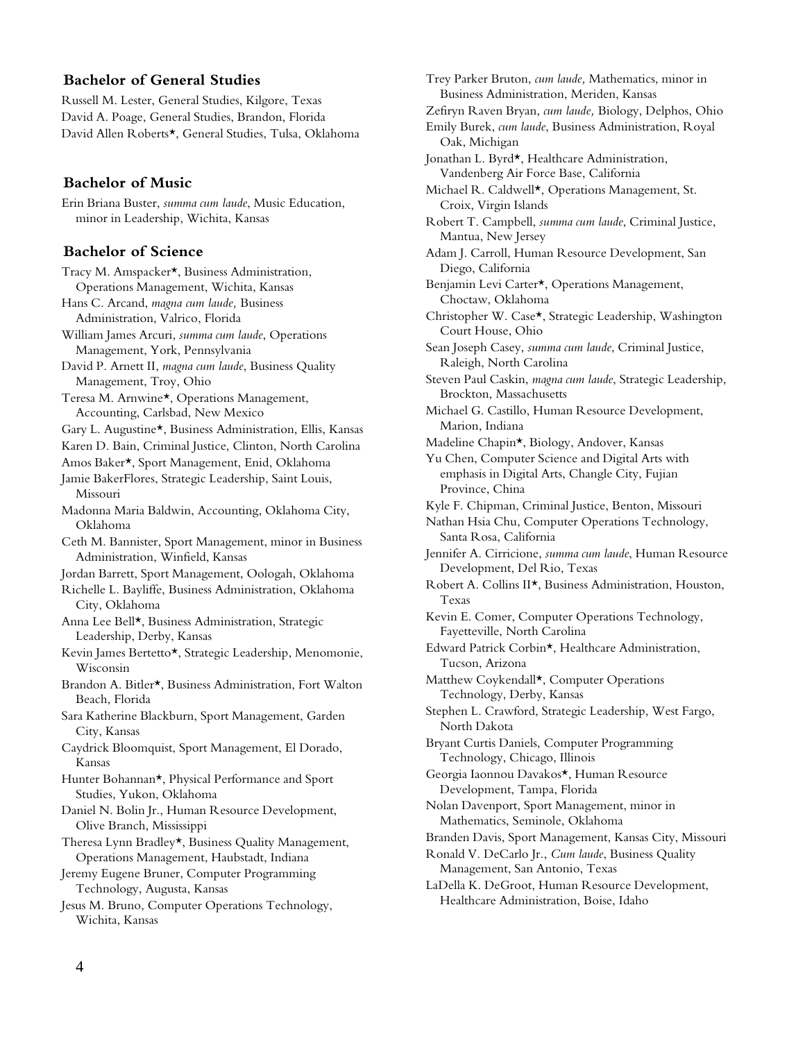### Bachelor of General Studies

Russell M. Lester, General Studies, Kilgore, Texas
David A. Poage, General Studies, Brandon, Florida
David Allen Roberts★, General Studies, Tulsa, Oklahoma

### Bachelor of Music

Erin Briana Buster, *summa cum laude*, Music Education, minor in Leadership, Wichita, Kansas

### Bachelor of Science

Tracy M. Amspacker★, Business Administration, Operations Management, Wichita, Kansas
Hans C. Arcand, *magna cum laude,* Business Administration, Valrico, Florida
William James Arcuri, *summa cum laude*, Operations Management, York, Pennsylvania
David P. Arnett II, *magna cum laude*, Business Quality Management, Troy, Ohio
Teresa M. Arnwine★, Operations Management, Accounting, Carlsbad, New Mexico
Gary L. Augustine★, Business Administration, Ellis, Kansas
Karen D. Bain, Criminal Justice, Clinton, North Carolina
Amos Baker★, Sport Management, Enid, Oklahoma
Jamie BakerFlores, Strategic Leadership, Saint Louis, Missouri
Madonna Maria Baldwin, Accounting, Oklahoma City, Oklahoma
Ceth M. Bannister, Sport Management, minor in Business Administration, Winfield, Kansas
Jordan Barrett, Sport Management, Oologah, Oklahoma
Richelle L. Bayliffe, Business Administration, Oklahoma City, Oklahoma
Anna Lee Bell★, Business Administration, Strategic Leadership, Derby, Kansas
Kevin James Bertetto★, Strategic Leadership, Menomonie, Wisconsin
Brandon A. Bitler★, Business Administration, Fort Walton Beach, Florida
Sara Katherine Blackburn, Sport Management, Garden City, Kansas
Caydrick Bloomquist, Sport Management, El Dorado, Kansas
Hunter Bohannan★, Physical Performance and Sport Studies, Yukon, Oklahoma
Daniel N. Bolin Jr., Human Resource Development, Olive Branch, Mississippi
Theresa Lynn Bradley★, Business Quality Management, Operations Management, Haubstadt, Indiana
Jeremy Eugene Bruner, Computer Programming Technology, Augusta, Kansas
Jesus M. Bruno, Computer Operations Technology, Wichita, Kansas
Trey Parker Bruton, *cum laude,* Mathematics, minor in Business Administration, Meriden, Kansas
Zefiryn Raven Bryan, *cum laude,* Biology, Delphos, Ohio
Emily Burek, *cum laude*, Business Administration, Royal Oak, Michigan
Jonathan L. Byrd★, Healthcare Administration, Vandenberg Air Force Base, California
Michael R. Caldwell★, Operations Management, St. Croix, Virgin Islands
Robert T. Campbell, *summa cum laude*, Criminal Justice, Mantua, New Jersey
Adam J. Carroll, Human Resource Development, San Diego, California
Benjamin Levi Carter★, Operations Management, Choctaw, Oklahoma
Christopher W. Case★, Strategic Leadership, Washington Court House, Ohio
Sean Joseph Casey, *summa cum laude*, Criminal Justice, Raleigh, North Carolina
Steven Paul Caskin, *magna cum laude*, Strategic Leadership, Brockton, Massachusetts
Michael G. Castillo, Human Resource Development, Marion, Indiana
Madeline Chapin★, Biology, Andover, Kansas
Yu Chen, Computer Science and Digital Arts with emphasis in Digital Arts, Changle City, Fujian Province, China
Kyle F. Chipman, Criminal Justice, Benton, Missouri
Nathan Hsia Chu, Computer Operations Technology, Santa Rosa, California
Jennifer A. Cirricione, *summa cum laude*, Human Resource Development, Del Rio, Texas
Robert A. Collins II★, Business Administration, Houston, Texas
Kevin E. Comer, Computer Operations Technology, Fayetteville, North Carolina
Edward Patrick Corbin★, Healthcare Administration, Tucson, Arizona
Matthew Coykendall★, Computer Operations Technology, Derby, Kansas
Stephen L. Crawford, Strategic Leadership, West Fargo, North Dakota
Bryant Curtis Daniels, Computer Programming Technology, Chicago, Illinois
Georgia Iaonnou Davakos★, Human Resource Development, Tampa, Florida
Nolan Davenport, Sport Management, minor in Mathematics, Seminole, Oklahoma
Branden Davis, Sport Management, Kansas City, Missouri
Ronald V. DeCarlo Jr., *Cum laude*, Business Quality Management, San Antonio, Texas
LaDella K. DeGroot, Human Resource Development, Healthcare Administration, Boise, Idaho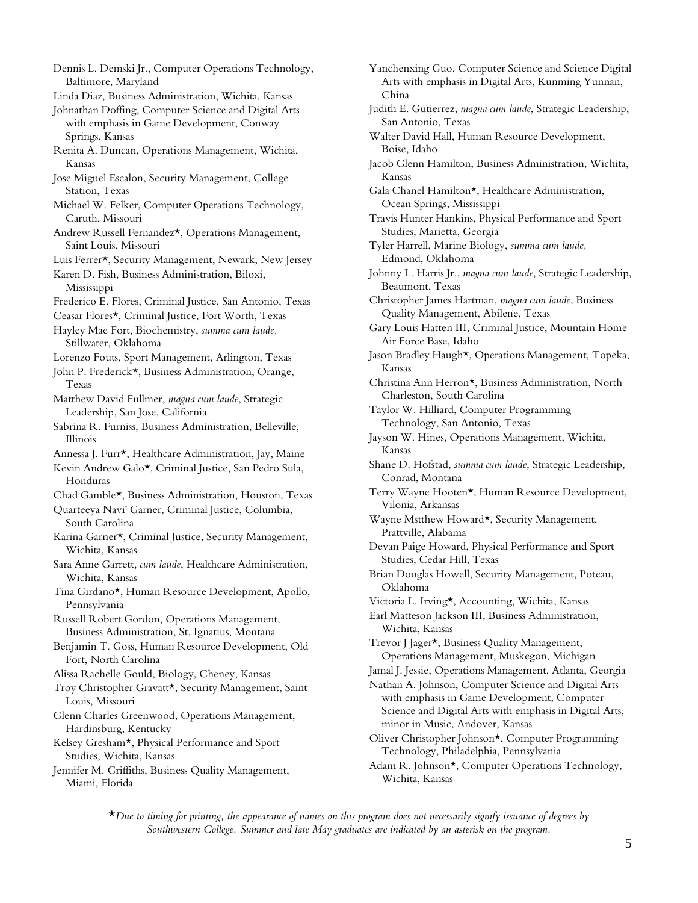Dennis L. Demski Jr., Computer Operations Technology, Baltimore, Maryland

Linda Diaz, Business Administration, Wichita, Kansas

Johnathan Doffing, Computer Science and Digital Arts with emphasis in Game Development, Conway Springs, Kansas

Renita A. Duncan, Operations Management, Wichita, Kansas

Jose Miguel Escalon, Security Management, College Station, Texas

Michael W. Felker, Computer Operations Technology, Caruth, Missouri

Andrew Russell Fernandez*, Operations Management, Saint Louis, Missouri

Luis Ferrer*, Security Management, Newark, New Jersey

Karen D. Fish, Business Administration, Biloxi, Mississippi

Frederico E. Flores, Criminal Justice, San Antonio, Texas

Ceasar Flores*, Criminal Justice, Fort Worth, Texas

Hayley Mae Fort, Biochemistry, *summa cum laude,* Stillwater, Oklahoma

Lorenzo Fouts, Sport Management, Arlington, Texas

John P. Frederick*, Business Administration, Orange, Texas

Matthew David Fullmer, *magna cum laude*, Strategic Leadership, San Jose, California

Sabrina R. Furniss, Business Administration, Belleville, Illinois

Annessa J. Furr*, Healthcare Administration, Jay, Maine

Kevin Andrew Galo*, Criminal Justice, San Pedro Sula, Honduras

Chad Gamble*, Business Administration, Houston, Texas

Quarteeya Navi' Garner, Criminal Justice, Columbia, South Carolina

Karina Garner*, Criminal Justice, Security Management, Wichita, Kansas

Sara Anne Garrett, *cum laude*, Healthcare Administration, Wichita, Kansas

Tina Girdano*, Human Resource Development, Apollo, Pennsylvania

Russell Robert Gordon, Operations Management, Business Administration, St. Ignatius, Montana

Benjamin T. Goss, Human Resource Development, Old Fort, North Carolina

Alissa Rachelle Gould, Biology, Cheney, Kansas

Troy Christopher Gravatt*, Security Management, Saint Louis, Missouri

Glenn Charles Greenwood, Operations Management, Hardinsburg, Kentucky

Kelsey Gresham*, Physical Performance and Sport Studies, Wichita, Kansas

Jennifer M. Griffiths, Business Quality Management, Miami, Florida

Yanchenxing Guo, Computer Science and Science Digital Arts with emphasis in Digital Arts, Kunming Yunnan, China

Judith E. Gutierrez, *magna cum laude*, Strategic Leadership, San Antonio, Texas

Walter David Hall, Human Resource Development, Boise, Idaho

Jacob Glenn Hamilton, Business Administration, Wichita, Kansas

Gala Chanel Hamilton*, Healthcare Administration, Ocean Springs, Mississippi

Travis Hunter Hankins, Physical Performance and Sport Studies, Marietta, Georgia

Tyler Harrell, Marine Biology, *summa cum laude,* Edmond, Oklahoma

Johnny L. Harris Jr., *magna cum laude*, Strategic Leadership, Beaumont, Texas

Christopher James Hartman, *magna cum laude*, Business Quality Management, Abilene, Texas

Gary Louis Hatten III, Criminal Justice, Mountain Home Air Force Base, Idaho

Jason Bradley Haugh*, Operations Management, Topeka, Kansas

Christina Ann Herron*, Business Administration, North Charleston, South Carolina

Taylor W. Hilliard, Computer Programming Technology, San Antonio, Texas

Jayson W. Hines, Operations Management, Wichita, Kansas

Shane D. Hofstad, *summa cum laude*, Strategic Leadership, Conrad, Montana

Terry Wayne Hooten*, Human Resource Development, Vilonia, Arkansas

Wayne Mstthew Howard*, Security Management, Prattville, Alabama

Devan Paige Howard, Physical Performance and Sport Studies, Cedar Hill, Texas

Brian Douglas Howell, Security Management, Poteau, Oklahoma

Victoria L. Irving*, Accounting, Wichita, Kansas

Earl Matteson Jackson III, Business Administration, Wichita, Kansas

Trevor J Jager*, Business Quality Management, Operations Management, Muskegon, Michigan

Jamal J. Jessie, Operations Management, Atlanta, Georgia

Nathan A. Johnson, Computer Science and Digital Arts with emphasis in Game Development, Computer Science and Digital Arts with emphasis in Digital Arts, minor in Music, Andover, Kansas

Oliver Christopher Johnson*, Computer Programming Technology, Philadelphia, Pennsylvania

Adam R. Johnson*, Computer Operations Technology, Wichita, Kansas

**Due to timing for printing, the appearance of names on this program does not necessarily signify issuance of degrees by Southwestern College. Summer and late May graduates are indicated by an asterisk on the program.*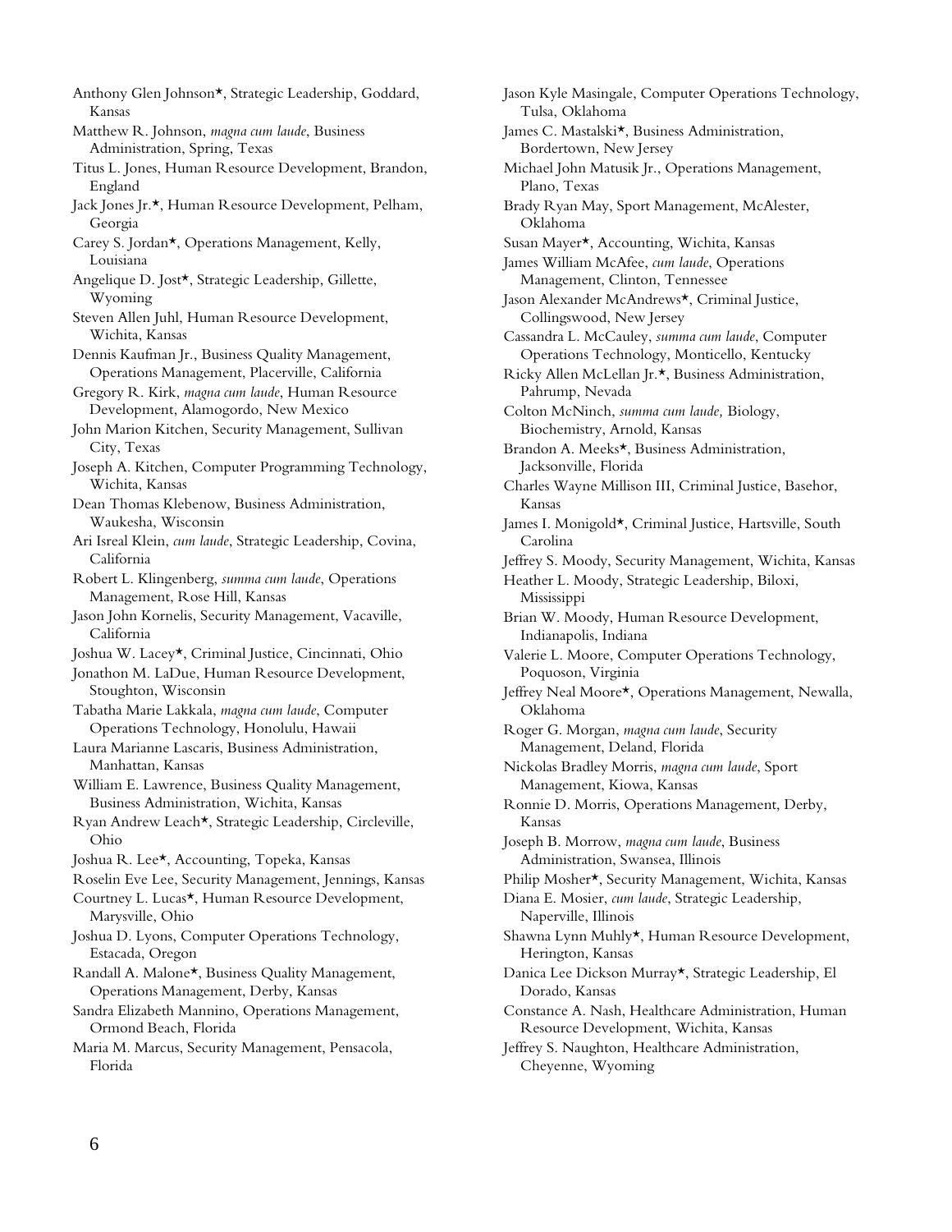Anthony Glen Johnson★, Strategic Leadership, Goddard, Kansas

Matthew R. Johnson, *magna cum laude*, Business Administration, Spring, Texas

Titus L. Jones, Human Resource Development, Brandon, England

Jack Jones Jr.★, Human Resource Development, Pelham, Georgia

Carey S. Jordan★, Operations Management, Kelly, Louisiana

Angelique D. Jost★, Strategic Leadership, Gillette, Wyoming

Steven Allen Juhl, Human Resource Development, Wichita, Kansas

Dennis Kaufman Jr., Business Quality Management, Operations Management, Placerville, California

Gregory R. Kirk, *magna cum laude*, Human Resource Development, Alamogordo, New Mexico

John Marion Kitchen, Security Management, Sullivan City, Texas

Joseph A. Kitchen, Computer Programming Technology, Wichita, Kansas

Dean Thomas Klebenow, Business Administration, Waukesha, Wisconsin

Ari Isreal Klein, *cum laude*, Strategic Leadership, Covina, California

Robert L. Klingenberg, *summa cum laude*, Operations Management, Rose Hill, Kansas

Jason John Kornelis, Security Management, Vacaville, California

Joshua W. Lacey★, Criminal Justice, Cincinnati, Ohio

Jonathon M. LaDue, Human Resource Development, Stoughton, Wisconsin

Tabatha Marie Lakkala, *magna cum laude*, Computer Operations Technology, Honolulu, Hawaii

Laura Marianne Lascaris, Business Administration, Manhattan, Kansas

William E. Lawrence, Business Quality Management, Business Administration, Wichita, Kansas

Ryan Andrew Leach★, Strategic Leadership, Circleville, Ohio

Joshua R. Lee★, Accounting, Topeka, Kansas

Roselin Eve Lee, Security Management, Jennings, Kansas

Courtney L. Lucas★, Human Resource Development, Marysville, Ohio

Joshua D. Lyons, Computer Operations Technology, Estacada, Oregon

Randall A. Malone★, Business Quality Management, Operations Management, Derby, Kansas

Sandra Elizabeth Mannino, Operations Management, Ormond Beach, Florida

Maria M. Marcus, Security Management, Pensacola, Florida

Jason Kyle Masingale, Computer Operations Technology, Tulsa, Oklahoma

James C. Mastalski★, Business Administration, Bordertown, New Jersey

Michael John Matusik Jr., Operations Management, Plano, Texas

Brady Ryan May, Sport Management, McAlester, Oklahoma

Susan Mayer★, Accounting, Wichita, Kansas

James William McAfee, *cum laude*, Operations Management, Clinton, Tennessee

Jason Alexander McAndrews★, Criminal Justice, Collingswood, New Jersey

Cassandra L. McCauley, *summa cum laude*, Computer Operations Technology, Monticello, Kentucky

Ricky Allen McLellan Jr.★, Business Administration, Pahrump, Nevada

Colton McNinch, *summa cum laude,* Biology, Biochemistry, Arnold, Kansas

Brandon A. Meeks★, Business Administration, Jacksonville, Florida

Charles Wayne Millison III, Criminal Justice, Basehor, Kansas

James I. Monigold★, Criminal Justice, Hartsville, South Carolina

Jeffrey S. Moody, Security Management, Wichita, Kansas

Heather L. Moody, Strategic Leadership, Biloxi, Mississippi

Brian W. Moody, Human Resource Development, Indianapolis, Indiana

Valerie L. Moore, Computer Operations Technology, Poquoson, Virginia

Jeffrey Neal Moore★, Operations Management, Newalla, Oklahoma

Roger G. Morgan, *magna cum laude*, Security Management, Deland, Florida

Nickolas Bradley Morris, *magna cum laude*, Sport Management, Kiowa, Kansas

Ronnie D. Morris, Operations Management, Derby, Kansas

Joseph B. Morrow, *magna cum laude*, Business Administration, Swansea, Illinois

Philip Mosher★, Security Management, Wichita, Kansas

Diana E. Mosier, *cum laude*, Strategic Leadership, Naperville, Illinois

Shawna Lynn Muhly★, Human Resource Development, Herington, Kansas

Danica Lee Dickson Murray★, Strategic Leadership, El Dorado, Kansas

Constance A. Nash, Healthcare Administration, Human Resource Development, Wichita, Kansas

Jeffrey S. Naughton, Healthcare Administration, Cheyenne, Wyoming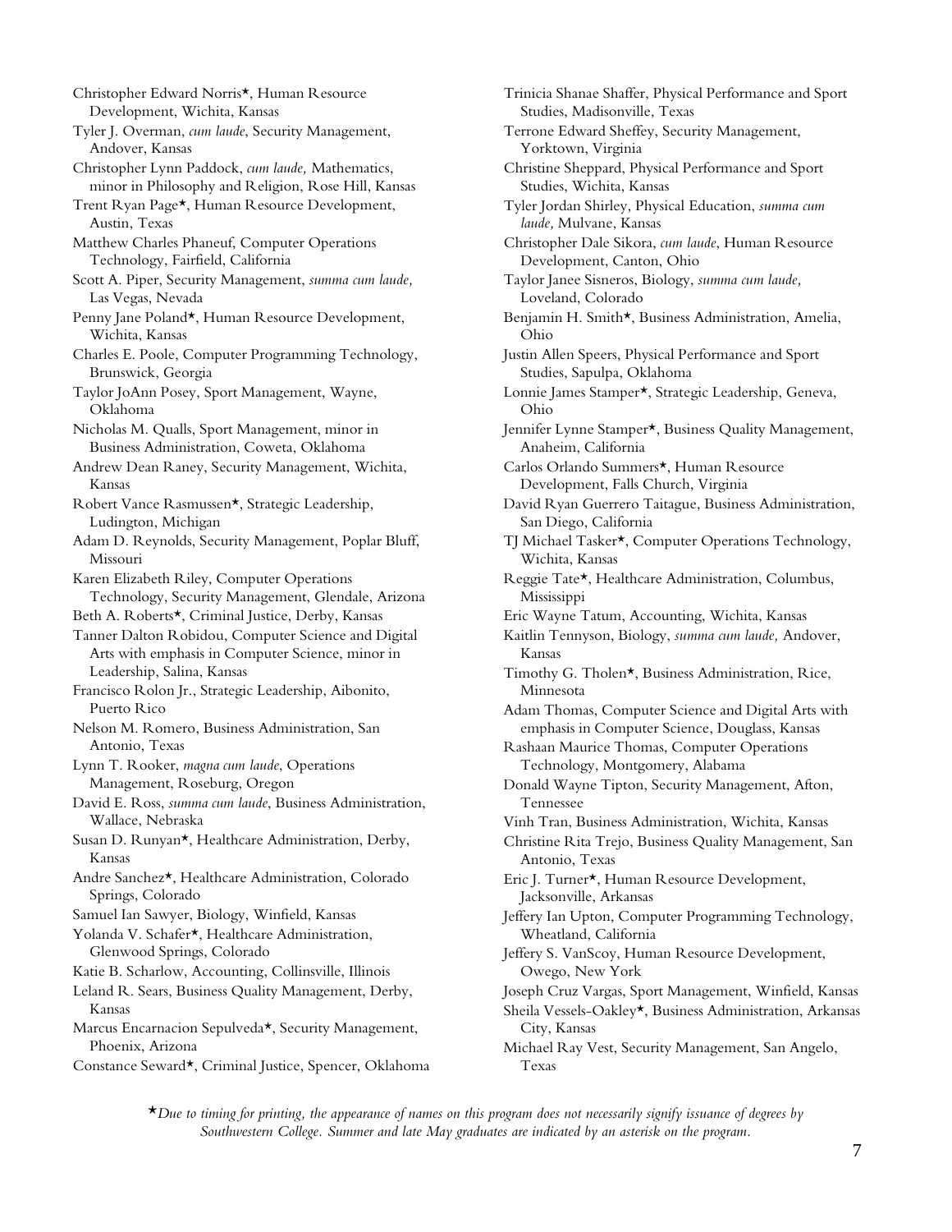Christopher Edward Norris★, Human Resource Development, Wichita, Kansas

Tyler J. Overman, *cum laude*, Security Management, Andover, Kansas

Christopher Lynn Paddock, *cum laude,* Mathematics, minor in Philosophy and Religion, Rose Hill, Kansas

Trent Ryan Page★, Human Resource Development, Austin, Texas

Matthew Charles Phaneuf, Computer Operations Technology, Fairfield, California

Scott A. Piper, Security Management, *summa cum laude,* Las Vegas, Nevada

Penny Jane Poland★, Human Resource Development, Wichita, Kansas

Charles E. Poole, Computer Programming Technology, Brunswick, Georgia

Taylor JoAnn Posey, Sport Management, Wayne, Oklahoma

Nicholas M. Qualls, Sport Management, minor in Business Administration, Coweta, Oklahoma

Andrew Dean Raney, Security Management, Wichita, Kansas

Robert Vance Rasmussen★, Strategic Leadership, Ludington, Michigan

Adam D. Reynolds, Security Management, Poplar Bluff, Missouri

Karen Elizabeth Riley, Computer Operations Technology, Security Management, Glendale, Arizona

Beth A. Roberts★, Criminal Justice, Derby, Kansas

Tanner Dalton Robidou, Computer Science and Digital Arts with emphasis in Computer Science, minor in Leadership, Salina, Kansas

Francisco Rolon Jr., Strategic Leadership, Aibonito, Puerto Rico

Nelson M. Romero, Business Administration, San Antonio, Texas

Lynn T. Rooker, *magna cum laude*, Operations Management, Roseburg, Oregon

David E. Ross, *summa cum laude*, Business Administration, Wallace, Nebraska

Susan D. Runyan★, Healthcare Administration, Derby, Kansas

Andre Sanchez★, Healthcare Administration, Colorado Springs, Colorado

Samuel Ian Sawyer, Biology, Winfield, Kansas

Yolanda V. Schafer★, Healthcare Administration, Glenwood Springs, Colorado

Katie B. Scharlow, Accounting, Collinsville, Illinois

Leland R. Sears, Business Quality Management, Derby, Kansas

Marcus Encarnacion Sepulveda★, Security Management, Phoenix, Arizona

Constance Seward★, Criminal Justice, Spencer, Oklahoma

Trinicia Shanae Shaffer, Physical Performance and Sport Studies, Madisonville, Texas

Terrone Edward Sheffey, Security Management, Yorktown, Virginia

Christine Sheppard, Physical Performance and Sport Studies, Wichita, Kansas

Tyler Jordan Shirley, Physical Education, *summa cum laude,* Mulvane, Kansas

Christopher Dale Sikora, *cum laude*, Human Resource Development, Canton, Ohio

Taylor Janee Sisneros, Biology, *summa cum laude,* Loveland, Colorado

Benjamin H. Smith★, Business Administration, Amelia, Ohio

Justin Allen Speers, Physical Performance and Sport Studies, Sapulpa, Oklahoma

Lonnie James Stamper★, Strategic Leadership, Geneva, Ohio

Jennifer Lynne Stamper★, Business Quality Management, Anaheim, California

Carlos Orlando Summers★, Human Resource Development, Falls Church, Virginia

David Ryan Guerrero Taitague, Business Administration, San Diego, California

TJ Michael Tasker★, Computer Operations Technology, Wichita, Kansas

Reggie Tate★, Healthcare Administration, Columbus, Mississippi

Eric Wayne Tatum, Accounting, Wichita, Kansas

Kaitlin Tennyson, Biology, *summa cum laude,* Andover, Kansas

Timothy G. Tholen★, Business Administration, Rice, Minnesota

Adam Thomas, Computer Science and Digital Arts with emphasis in Computer Science, Douglass, Kansas

Rashaan Maurice Thomas, Computer Operations Technology, Montgomery, Alabama

Donald Wayne Tipton, Security Management, Afton, Tennessee

Vinh Tran, Business Administration, Wichita, Kansas

Christine Rita Trejo, Business Quality Management, San Antonio, Texas

Eric J. Turner★, Human Resource Development, Jacksonville, Arkansas

Jeffery Ian Upton, Computer Programming Technology, Wheatland, California

Jeffery S. VanScoy, Human Resource Development, Owego, New York

Joseph Cruz Vargas, Sport Management, Winfield, Kansas

Sheila Vessels-Oakley★, Business Administration, Arkansas City, Kansas

Michael Ray Vest, Security Management, San Angelo, Texas

★*Due to timing for printing, the appearance of names on this program does not necessarily signify issuance of degrees by Southwestern College. Summer and late May graduates are indicated by an asterisk on the program.*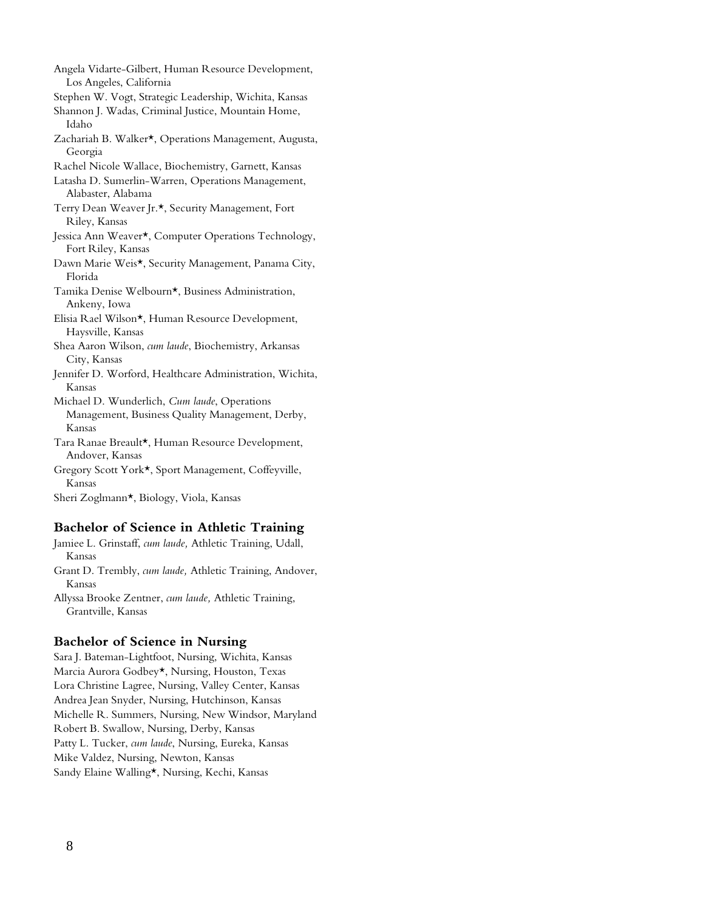Angela Vidarte-Gilbert, Human Resource Development, Los Angeles, California

Stephen W. Vogt, Strategic Leadership, Wichita, Kansas

Shannon J. Wadas, Criminal Justice, Mountain Home, Idaho

Zachariah B. Walker★, Operations Management, Augusta, Georgia

Rachel Nicole Wallace, Biochemistry, Garnett, Kansas

Latasha D. Sumerlin-Warren, Operations Management, Alabaster, Alabama

Terry Dean Weaver Jr.★, Security Management, Fort Riley, Kansas

Jessica Ann Weaver★, Computer Operations Technology, Fort Riley, Kansas

Dawn Marie Weis★, Security Management, Panama City, Florida

Tamika Denise Welbourn★, Business Administration, Ankeny, Iowa

Elisia Rael Wilson★, Human Resource Development, Haysville, Kansas

Shea Aaron Wilson, *cum laude*, Biochemistry, Arkansas City, Kansas

Jennifer D. Worford, Healthcare Administration, Wichita, Kansas

Michael D. Wunderlich, *Cum laude*, Operations Management, Business Quality Management, Derby, Kansas

Tara Ranae Breault★, Human Resource Development, Andover, Kansas

Gregory Scott York★, Sport Management, Coffeyville, Kansas

Sheri Zoglmann★, Biology, Viola, Kansas

## Bachelor of Science in Athletic Training

Jamiee L. Grinstaff, *cum laude,* Athletic Training, Udall, Kansas

Grant D. Trembly, *cum laude,* Athletic Training, Andover, Kansas

Allyssa Brooke Zentner, *cum laude,* Athletic Training, Grantville, Kansas

## Bachelor of Science in Nursing

Sara J. Bateman-Lightfoot, Nursing, Wichita, Kansas

Marcia Aurora Godbey★, Nursing, Houston, Texas

Lora Christine Lagree, Nursing, Valley Center, Kansas

Andrea Jean Snyder, Nursing, Hutchinson, Kansas

Michelle R. Summers, Nursing, New Windsor, Maryland

Robert B. Swallow, Nursing, Derby, Kansas

Patty L. Tucker, *cum laude*, Nursing, Eureka, Kansas

Mike Valdez, Nursing, Newton, Kansas

Sandy Elaine Walling★, Nursing, Kechi, Kansas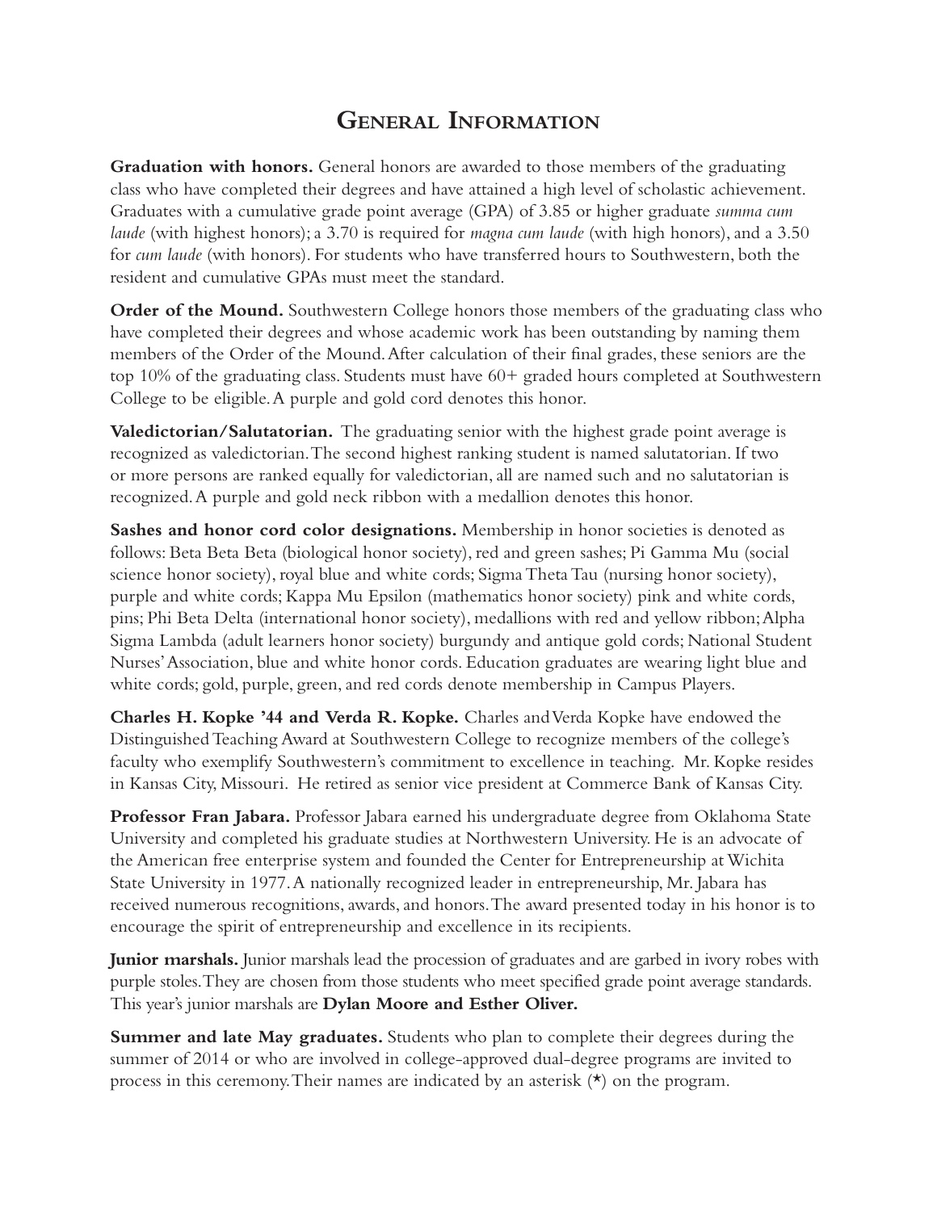# General Information

**Graduation with honors.** General honors are awarded to those members of the graduating class who have completed their degrees and have attained a high level of scholastic achievement. Graduates with a cumulative grade point average (GPA) of 3.85 or higher graduate *summa cum laude* (with highest honors); a 3.70 is required for *magna cum laude* (with high honors), and a 3.50 for *cum laude* (with honors). For students who have transferred hours to Southwestern, both the resident and cumulative GPAs must meet the standard.

**Order of the Mound.** Southwestern College honors those members of the graduating class who have completed their degrees and whose academic work has been outstanding by naming them members of the Order of the Mound. After calculation of their final grades, these seniors are the top 10% of the graduating class. Students must have 60+ graded hours completed at Southwestern College to be eligible. A purple and gold cord denotes this honor.

**Valedictorian/Salutatorian.** The graduating senior with the highest grade point average is recognized as valedictorian. The second highest ranking student is named salutatorian. If two or more persons are ranked equally for valedictorian, all are named such and no salutatorian is recognized. A purple and gold neck ribbon with a medallion denotes this honor.

**Sashes and honor cord color designations.** Membership in honor societies is denoted as follows: Beta Beta Beta (biological honor society), red and green sashes; Pi Gamma Mu (social science honor society), royal blue and white cords; Sigma Theta Tau (nursing honor society), purple and white cords; Kappa Mu Epsilon (mathematics honor society) pink and white cords, pins; Phi Beta Delta (international honor society), medallions with red and yellow ribbon; Alpha Sigma Lambda (adult learners honor society) burgundy and antique gold cords; National Student Nurses' Association, blue and white honor cords. Education graduates are wearing light blue and white cords; gold, purple, green, and red cords denote membership in Campus Players.

**Charles H. Kopke '44 and Verda R. Kopke.** Charles and Verda Kopke have endowed the Distinguished Teaching Award at Southwestern College to recognize members of the college's faculty who exemplify Southwestern's commitment to excellence in teaching. Mr. Kopke resides in Kansas City, Missouri. He retired as senior vice president at Commerce Bank of Kansas City.

**Professor Fran Jabara.** Professor Jabara earned his undergraduate degree from Oklahoma State University and completed his graduate studies at Northwestern University. He is an advocate of the American free enterprise system and founded the Center for Entrepreneurship at Wichita State University in 1977. A nationally recognized leader in entrepreneurship, Mr. Jabara has received numerous recognitions, awards, and honors. The award presented today in his honor is to encourage the spirit of entrepreneurship and excellence in its recipients.

**Junior marshals.** Junior marshals lead the procession of graduates and are garbed in ivory robes with purple stoles. They are chosen from those students who meet specified grade point average standards. This year's junior marshals are **Dylan Moore and Esther Oliver.**

**Summer and late May graduates.** Students who plan to complete their degrees during the summer of 2014 or who are involved in college-approved dual-degree programs are invited to process in this ceremony. Their names are indicated by an asterisk (*) on the program.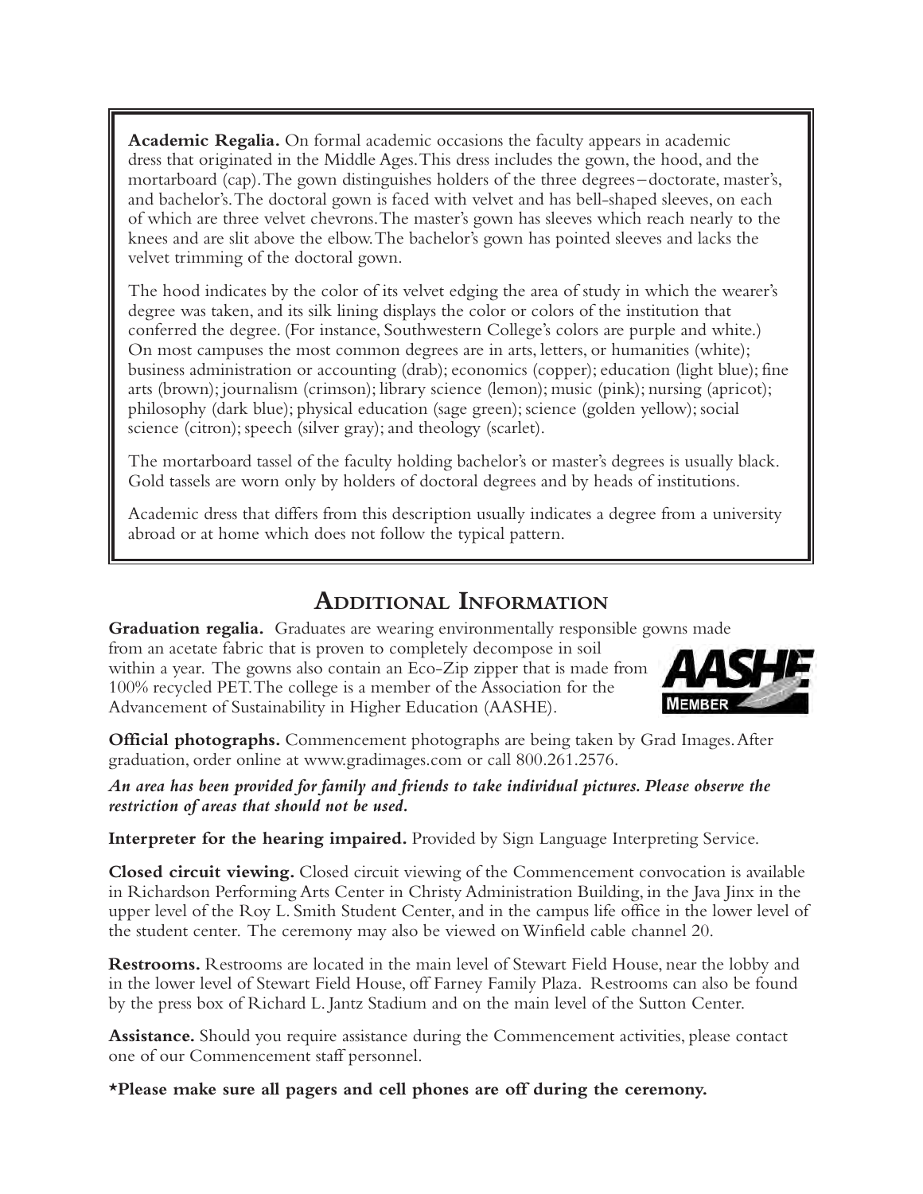**Academic Regalia.** On formal academic occasions the faculty appears in academic dress that originated in the Middle Ages. This dress includes the gown, the hood, and the mortarboard (cap). The gown distinguishes holders of the three degrees – doctorate, master's, and bachelor's. The doctoral gown is faced with velvet and has bell-shaped sleeves, on each of which are three velvet chevrons. The master's gown has sleeves which reach nearly to the knees and are slit above the elbow. The bachelor's gown has pointed sleeves and lacks the velvet trimming of the doctoral gown.

The hood indicates by the color of its velvet edging the area of study in which the wearer's degree was taken, and its silk lining displays the color or colors of the institution that conferred the degree. (For instance, Southwestern College's colors are purple and white.) On most campuses the most common degrees are in arts, letters, or humanities (white); business administration or accounting (drab); economics (copper); education (light blue); fine arts (brown); journalism (crimson); library science (lemon); music (pink); nursing (apricot); philosophy (dark blue); physical education (sage green); science (golden yellow); social science (citron); speech (silver gray); and theology (scarlet).

The mortarboard tassel of the faculty holding bachelor's or master's degrees is usually black. Gold tassels are worn only by holders of doctoral degrees and by heads of institutions.

Academic dress that differs from this description usually indicates a degree from a university abroad or at home which does not follow the typical pattern.

## Additional Information

**Graduation regalia.** Graduates are wearing environmentally responsible gowns made from an acetate fabric that is proven to completely decompose in soil within a year. The gowns also contain an Eco-Zip zipper that is made from 100% recycled PET. The college is a member of the Association for the Advancement of Sustainability in Higher Education (AASHE).

AASHE MEMBER

**Official photographs.** Commencement photographs are being taken by Grad Images. After graduation, order online at www.gradimages.com or call 800.261.2576.

***An area has been provided for family and friends to take individual pictures. Please observe the restriction of areas that should not be used.***

**Interpreter for the hearing impaired.** Provided by Sign Language Interpreting Service.

**Closed circuit viewing.** Closed circuit viewing of the Commencement convocation is available in Richardson Performing Arts Center in Christy Administration Building, in the Java Jinx in the upper level of the Roy L. Smith Student Center, and in the campus life office in the lower level of the student center. The ceremony may also be viewed on Winfield cable channel 20.

**Restrooms.** Restrooms are located in the main level of Stewart Field House, near the lobby and in the lower level of Stewart Field House, off Farney Family Plaza. Restrooms can also be found by the press box of Richard L. Jantz Stadium and on the main level of the Sutton Center.

**Assistance.** Should you require assistance during the Commencement activities, please contact one of our Commencement staff personnel.

**\*Please make sure all pagers and cell phones are off during the ceremony.**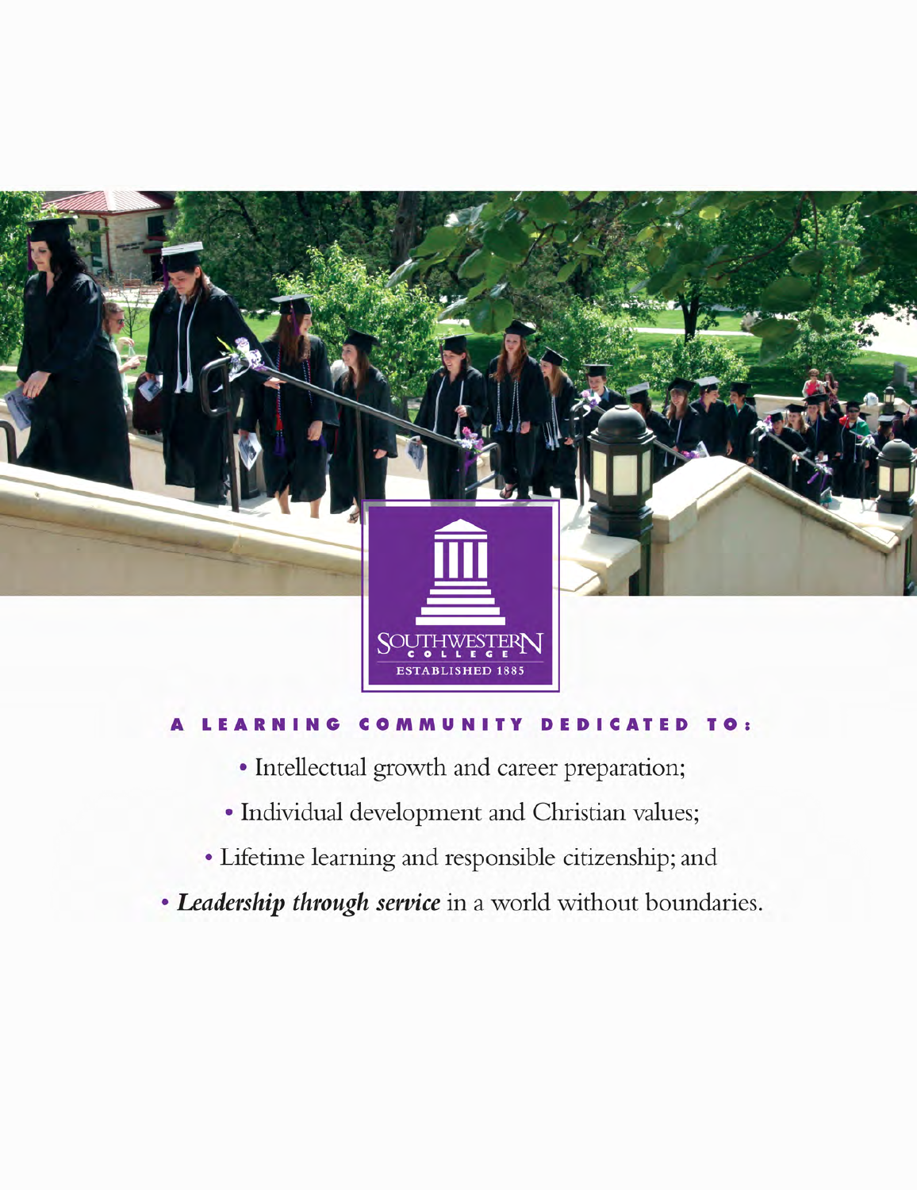SOUTHWESTERN COLLEGE

ESTABLISHED 1885

**A LEARNING COMMUNITY DEDICATED TO:**

- Intellectual growth and career preparation;
- Individual development and Christian values;
- Lifetime learning and responsible citizenship; and
- ***Leadership through service*** in a world without boundaries.